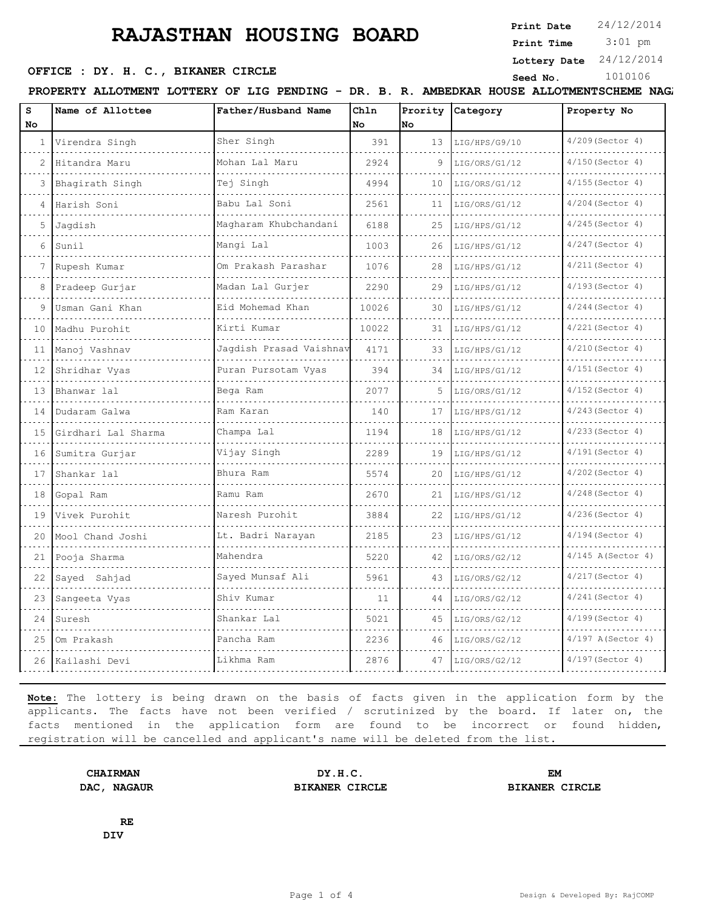# RAJASTHAN HOUSING BOARD

**Print Date** 24/12/2014
**Print Time** 3:01 pm
**Lottery Date** 24/12/2014
**Seed No.** 1010106

**OFFICE : DY. H. C., BIKANER CIRCLE**

**PROPERTY ALLOTMENT LOTTERY OF LIG PENDING - DR. B. R. AMBEDKAR HOUSE ALLOTMENTSCHEME NAG**

| S No | Name of Allottee | Father/Husband Name | Chln No | Prority No | Category | Property No |
|---|---|---|---|---|---|---|
| 1 | Virendra Singh | Sher Singh | 391 | 13 | LIG/HPS/G9/10 | 4/209(Sector 4) |
| 2 | Hitandra Maru | Mohan Lal Maru | 2924 | 9 | LIG/ORS/G1/12 | 4/150(Sector 4) |
| 3 | Bhagirath Singh | Tej Singh | 4994 | 10 | LIG/ORS/G1/12 | 4/155(Sector 4) |
| 4 | Harish Soni | Babu Lal Soni | 2561 | 11 | LIG/ORS/G1/12 | 4/204(Sector 4) |
| 5 | Jagdish | Magharam Khubchandani | 6188 | 25 | LIG/HPS/G1/12 | 4/245(Sector 4) |
| 6 | Sunil | Mangi Lal | 1003 | 26 | LIG/HPS/G1/12 | 4/247(Sector 4) |
| 7 | Rupesh Kumar | Om Prakash Parashar | 1076 | 28 | LIG/HPS/G1/12 | 4/211(Sector 4) |
| 8 | Pradeep Gurjar | Madan Lal Gurjer | 2290 | 29 | LIG/HPS/G1/12 | 4/193(Sector 4) |
| 9 | Usman Gani Khan | Eid Mohemad Khan | 10026 | 30 | LIG/HPS/G1/12 | 4/244(Sector 4) |
| 10 | Madhu Purohit | Kirti Kumar | 10022 | 31 | LIG/HPS/G1/12 | 4/221(Sector 4) |
| 11 | Manoj Vashnav | Jagdish Prasad Vaishnav | 4171 | 33 | LIG/HPS/G1/12 | 4/210(Sector 4) |
| 12 | Shridhar Vyas | Puran Pursotam Vyas | 394 | 34 | LIG/HPS/G1/12 | 4/151(Sector 4) |
| 13 | Bhanwar lal | Bega Ram | 2077 | 5 | LIG/ORS/G1/12 | 4/152(Sector 4) |
| 14 | Dudaram Galwa | Ram Karan | 140 | 17 | LIG/HPS/G1/12 | 4/243(Sector 4) |
| 15 | Girdhari Lal Sharma | Champa Lal | 1194 | 18 | LIG/HPS/G1/12 | 4/233(Sector 4) |
| 16 | Sumitra Gurjar | Vijay Singh | 2289 | 19 | LIG/HPS/G1/12 | 4/191(Sector 4) |
| 17 | Shankar lal | Bhura Ram | 5574 | 20 | LIG/HPS/G1/12 | 4/202(Sector 4) |
| 18 | Gopal Ram | Ramu Ram | 2670 | 21 | LIG/HPS/G1/12 | 4/248(Sector 4) |
| 19 | Vivek Purohit | Naresh Purohit | 3884 | 22 | LIG/HPS/G1/12 | 4/236(Sector 4) |
| 20 | Mool Chand Joshi | Lt. Badri Narayan | 2185 | 23 | LIG/HPS/G1/12 | 4/194(Sector 4) |
| 21 | Pooja Sharma | Mahendra | 5220 | 42 | LIG/ORS/G2/12 | 4/145 A(Sector 4) |
| 22 | Sayed Sahjad | Sayed Munsaf Ali | 5961 | 43 | LIG/ORS/G2/12 | 4/217(Sector 4) |
| 23 | Sangeeta Vyas | Shiv Kumar | 11 | 44 | LIG/ORS/G2/12 | 4/241(Sector 4) |
| 24 | Suresh | Shankar Lal | 5021 | 45 | LIG/ORS/G2/12 | 4/199(Sector 4) |
| 25 | Om Prakash | Pancha Ram | 2236 | 46 | LIG/ORS/G2/12 | 4/197 A(Sector 4) |
| 26 | Kailashi Devi | Likhma Ram | 2876 | 47 | LIG/ORS/G2/12 | 4/197(Sector 4) |

**Note:** The lottery is being drawn on the basis of facts given in the application form by the applicants. The facts have not been verified / scrutinized by the board. If later on, the facts mentioned in the application form are found to be incorrect or found hidden, registration will be cancelled and applicant's name will be deleted from the list.

**CHAIRMAN**
**DAC, NAGAUR**

**DY.H.C.**
**BIKANER CIRCLE**

**EM**
**BIKANER CIRCLE**

**RE**
**DIV**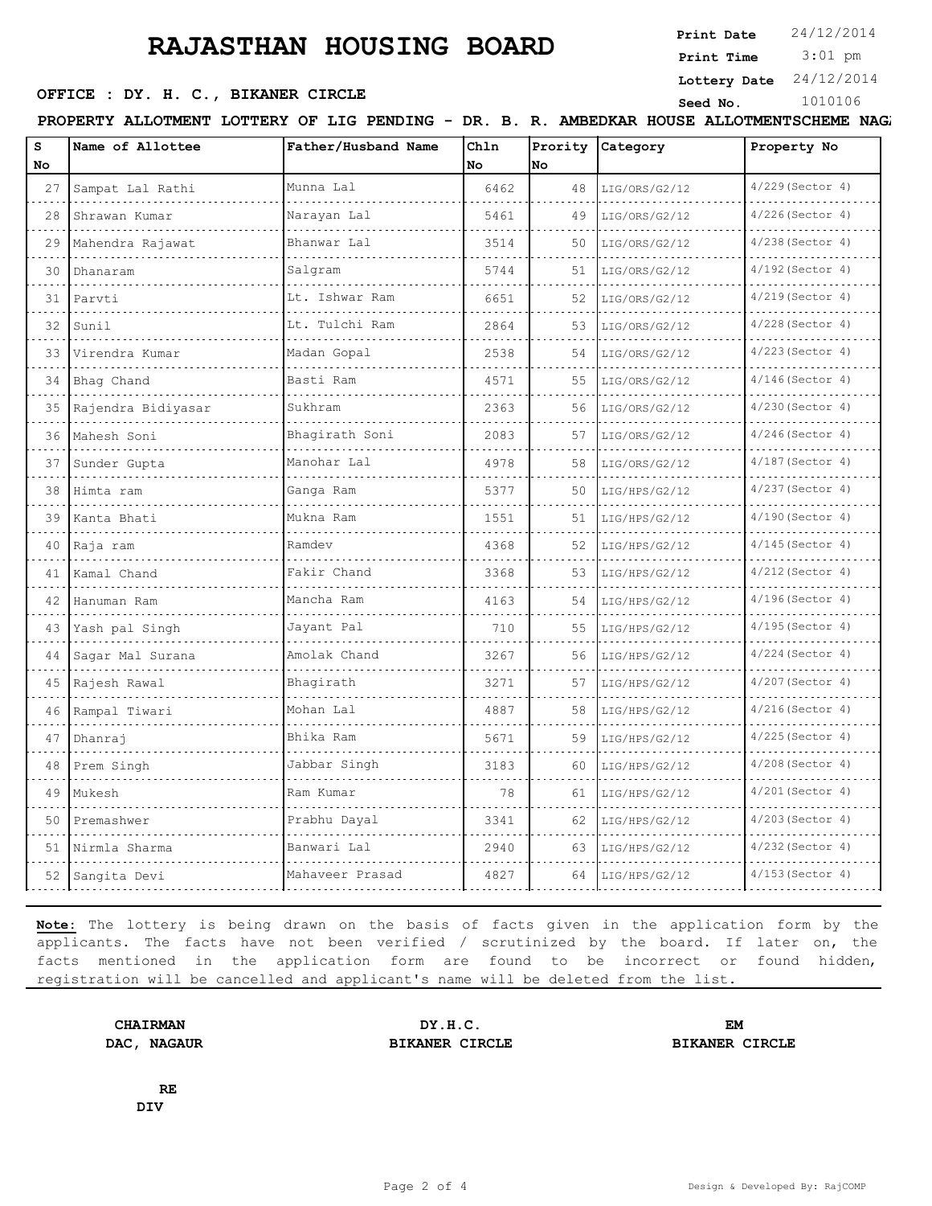# RAJASTHAN HOUSING BOARD

**Print Date** 24/12/2014
**Print Time** 3:01 pm
**Lottery Date** 24/12/2014
**Seed No.** 1010106

**OFFICE : DY. H. C., BIKANER CIRCLE**

**PROPERTY ALLOTMENT LOTTERY OF LIG PENDING - DR. B. R. AMBEDKAR HOUSE ALLOTMENTSCHEME NAGA**

| S No | Name of Allottee | Father/Husband Name | Chln No | Prority No | Category | Property No |
|---|---|---|---|---|---|---|
| 27 | Sampat Lal Rathi | Munna Lal | 6462 | 48 | LIG/ORS/G2/12 | 4/229(Sector 4) |
| 28 | Shrawan Kumar | Narayan Lal | 5461 | 49 | LIG/ORS/G2/12 | 4/226(Sector 4) |
| 29 | Mahendra Rajawat | Bhanwar Lal | 3514 | 50 | LIG/ORS/G2/12 | 4/238(Sector 4) |
| 30 | Dhanaram | Salgram | 5744 | 51 | LIG/ORS/G2/12 | 4/192(Sector 4) |
| 31 | Parvti | Lt. Ishwar Ram | 6651 | 52 | LIG/ORS/G2/12 | 4/219(Sector 4) |
| 32 | Sunil | Lt. Tulchi Ram | 2864 | 53 | LIG/ORS/G2/12 | 4/228(Sector 4) |
| 33 | Virendra Kumar | Madan Gopal | 2538 | 54 | LIG/ORS/G2/12 | 4/223(Sector 4) |
| 34 | Bhag Chand | Basti Ram | 4571 | 55 | LIG/ORS/G2/12 | 4/146(Sector 4) |
| 35 | Rajendra Bidiyasar | Sukhram | 2363 | 56 | LIG/ORS/G2/12 | 4/230(Sector 4) |
| 36 | Mahesh Soni | Bhagirath Soni | 2083 | 57 | LIG/ORS/G2/12 | 4/246(Sector 4) |
| 37 | Sunder Gupta | Manohar Lal | 4978 | 58 | LIG/ORS/G2/12 | 4/187(Sector 4) |
| 38 | Himta ram | Ganga Ram | 5377 | 50 | LIG/HPS/G2/12 | 4/237(Sector 4) |
| 39 | Kanta Bhati | Mukna Ram | 1551 | 51 | LIG/HPS/G2/12 | 4/190(Sector 4) |
| 40 | Raja ram | Ramdev | 4368 | 52 | LIG/HPS/G2/12 | 4/145(Sector 4) |
| 41 | Kamal Chand | Fakir Chand | 3368 | 53 | LIG/HPS/G2/12 | 4/212(Sector 4) |
| 42 | Hanuman Ram | Mancha Ram | 4163 | 54 | LIG/HPS/G2/12 | 4/196(Sector 4) |
| 43 | Yash pal Singh | Jayant Pal | 710 | 55 | LIG/HPS/G2/12 | 4/195(Sector 4) |
| 44 | Sagar Mal Surana | Amolak Chand | 3267 | 56 | LIG/HPS/G2/12 | 4/224(Sector 4) |
| 45 | Rajesh Rawal | Bhagirath | 3271 | 57 | LIG/HPS/G2/12 | 4/207(Sector 4) |
| 46 | Rampal Tiwari | Mohan Lal | 4887 | 58 | LIG/HPS/G2/12 | 4/216(Sector 4) |
| 47 | Dhanraj | Bhika Ram | 5671 | 59 | LIG/HPS/G2/12 | 4/225(Sector 4) |
| 48 | Prem Singh | Jabbar Singh | 3183 | 60 | LIG/HPS/G2/12 | 4/208(Sector 4) |
| 49 | Mukesh | Ram Kumar | 78 | 61 | LIG/HPS/G2/12 | 4/201(Sector 4) |
| 50 | Premashwer | Prabhu Dayal | 3341 | 62 | LIG/HPS/G2/12 | 4/203(Sector 4) |
| 51 | Nirmla Sharma | Banwari Lal | 2940 | 63 | LIG/HPS/G2/12 | 4/232(Sector 4) |
| 52 | Sangita Devi | Mahaveer Prasad | 4827 | 64 | LIG/HPS/G2/12 | 4/153(Sector 4) |

**Note:** The lottery is being drawn on the basis of facts given in the application form by the applicants. The facts have not been verified / scrutinized by the board. If later on, the facts mentioned in the application form are found to be incorrect or found hidden, registration will be cancelled and applicant's name will be deleted from the list.

**CHAIRMAN**
**DAC, NAGAUR**

**DY.H.C.**
**BIKANER CIRCLE**

**EM**
**BIKANER CIRCLE**

**RE**
**DIV**

Design & Developed By: RajCOMP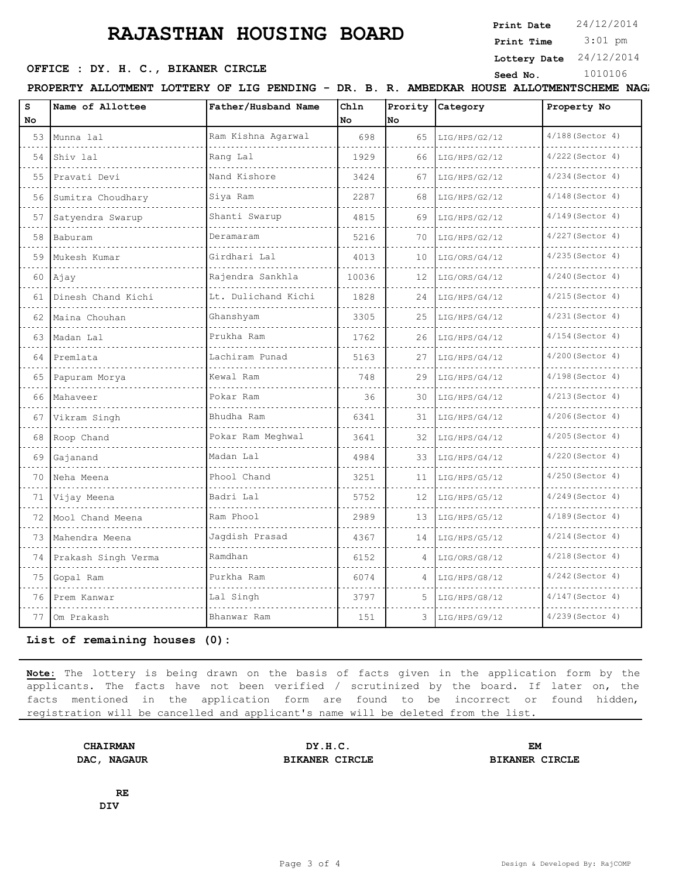# RAJASTHAN HOUSING BOARD

**Print Date** 24/12/2014
**Print Time** 3:01 pm
**Lottery Date** 24/12/2014
**Seed No.** 1010106

**OFFICE : DY. H. C., BIKANER CIRCLE**

**PROPERTY ALLOTMENT LOTTERY OF LIG PENDING - DR. B. R. AMBEDKAR HOUSE ALLOTMENTSCHEME NAGA**

| S No | Name of Allottee | Father/Husband Name | Chln No | Prority No | Category | Property No |
|---|---|---|---|---|---|---|
| 53 | Munna lal | Ram Kishna Agarwal | 698 | 65 | LIG/HPS/G2/12 | 4/188(Sector 4) |
| 54 | Shiv lal | Rang Lal | 1929 | 66 | LIG/HPS/G2/12 | 4/222(Sector 4) |
| 55 | Pravati Devi | Nand Kishore | 3424 | 67 | LIG/HPS/G2/12 | 4/234(Sector 4) |
| 56 | Sumitra Choudhary | Siya Ram | 2287 | 68 | LIG/HPS/G2/12 | 4/148(Sector 4) |
| 57 | Satyendra Swarup | Shanti Swarup | 4815 | 69 | LIG/HPS/G2/12 | 4/149(Sector 4) |
| 58 | Baburam | Deramaram | 5216 | 70 | LIG/HPS/G2/12 | 4/227(Sector 4) |
| 59 | Mukesh Kumar | Girdhari Lal | 4013 | 10 | LIG/ORS/G4/12 | 4/235(Sector 4) |
| 60 | Ajay | Rajendra Sankhla | 10036 | 12 | LIG/ORS/G4/12 | 4/240(Sector 4) |
| 61 | Dinesh Chand Kichi | Lt. Dulichand Kichi | 1828 | 24 | LIG/HPS/G4/12 | 4/215(Sector 4) |
| 62 | Maina Chouhan | Ghanshyam | 3305 | 25 | LIG/HPS/G4/12 | 4/231(Sector 4) |
| 63 | Madan Lal | Prukha Ram | 1762 | 26 | LIG/HPS/G4/12 | 4/154(Sector 4) |
| 64 | Premlata | Lachiram Punad | 5163 | 27 | LIG/HPS/G4/12 | 4/200(Sector 4) |
| 65 | Papuram Morya | Kewal Ram | 748 | 29 | LIG/HPS/G4/12 | 4/198(Sector 4) |
| 66 | Mahaveer | Pokar Ram | 36 | 30 | LIG/HPS/G4/12 | 4/213(Sector 4) |
| 67 | Vikram Singh | Bhudha Ram | 6341 | 31 | LIG/HPS/G4/12 | 4/206(Sector 4) |
| 68 | Roop Chand | Pokar Ram Meghwal | 3641 | 32 | LIG/HPS/G4/12 | 4/205(Sector 4) |
| 69 | Gajanand | Madan Lal | 4984 | 33 | LIG/HPS/G4/12 | 4/220(Sector 4) |
| 70 | Neha Meena | Phool Chand | 3251 | 11 | LIG/HPS/G5/12 | 4/250(Sector 4) |
| 71 | Vijay Meena | Badri Lal | 5752 | 12 | LIG/HPS/G5/12 | 4/249(Sector 4) |
| 72 | Mool Chand Meena | Ram Phool | 2989 | 13 | LIG/HPS/G5/12 | 4/189(Sector 4) |
| 73 | Mahendra Meena | Jagdish Prasad | 4367 | 14 | LIG/HPS/G5/12 | 4/214(Sector 4) |
| 74 | Prakash Singh Verma | Ramdhan | 6152 | 4 | LIG/ORS/G8/12 | 4/218(Sector 4) |
| 75 | Gopal Ram | Purkha Ram | 6074 | 4 | LIG/HPS/G8/12 | 4/242(Sector 4) |
| 76 | Prem Kanwar | Lal Singh | 3797 | 5 | LIG/HPS/G8/12 | 4/147(Sector 4) |
| 77 | Om Prakash | Bhanwar Ram | 151 | 3 | LIG/HPS/G9/12 | 4/239(Sector 4) |

**List of remaining houses (0):**

**Note:** The lottery is being drawn on the basis of facts given in the application form by the applicants. The facts have not been verified / scrutinized by the board. If later on, the facts mentioned in the application form are found to be incorrect or found hidden, registration will be cancelled and applicant's name will be deleted from the list.

**CHAIRMAN**
**DAC, NAGAUR**

**DY.H.C.**
**BIKANER CIRCLE**

**EM**
**BIKANER CIRCLE**

**RE**
**DIV**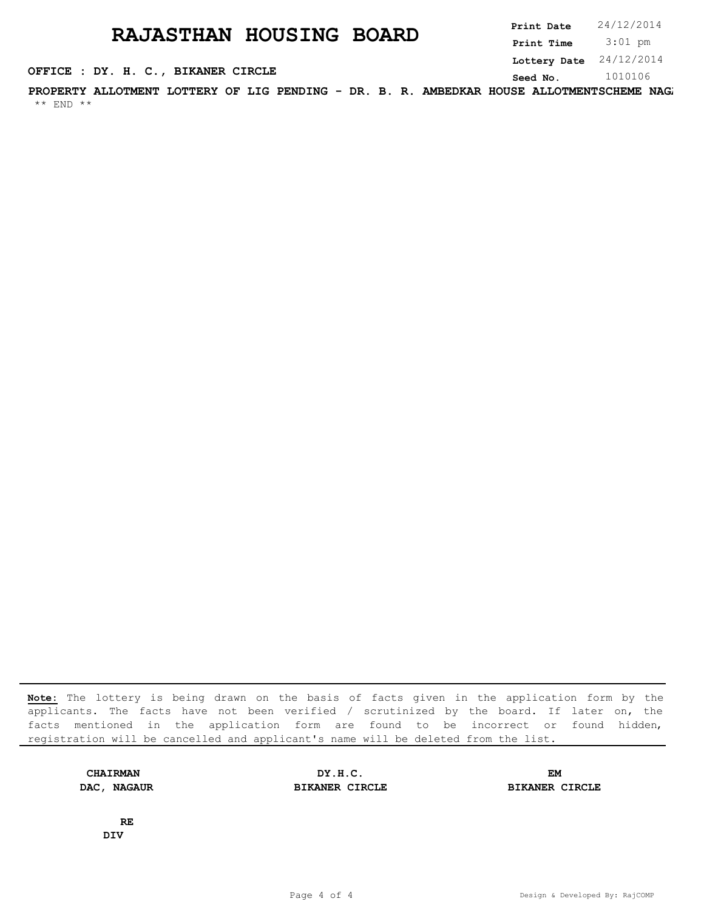# RAJASTHAN HOUSING BOARD

**Print Date** 24/12/2014
**Print Time** 3:01 pm
**Lottery Date** 24/12/2014
**Seed No.** 1010106

**OFFICE : DY. H. C., BIKANER CIRCLE**

**PROPERTY ALLOTMENT LOTTERY OF LIG PENDING - DR. B. R. AMBEDKAR HOUSE ALLOTMENTSCHEME NAG**

** END **

---

**Note:** The lottery is being drawn on the basis of facts given in the application form by the applicants. The facts have not been verified / scrutinized by the board. If later on, the facts mentioned in the application form are found to be incorrect or found hidden, registration will be cancelled and applicant's name will be deleted from the list.

---

| | | |
|---|---|---|
| **CHAIRMAN**<br>**DAC, NAGAUR** | **DY.H.C.**<br>**BIKANER CIRCLE** | **EM**<br>**BIKANER CIRCLE** |
| **RE**<br>**DIV** | | |

Design & Developed By: RajCOMP